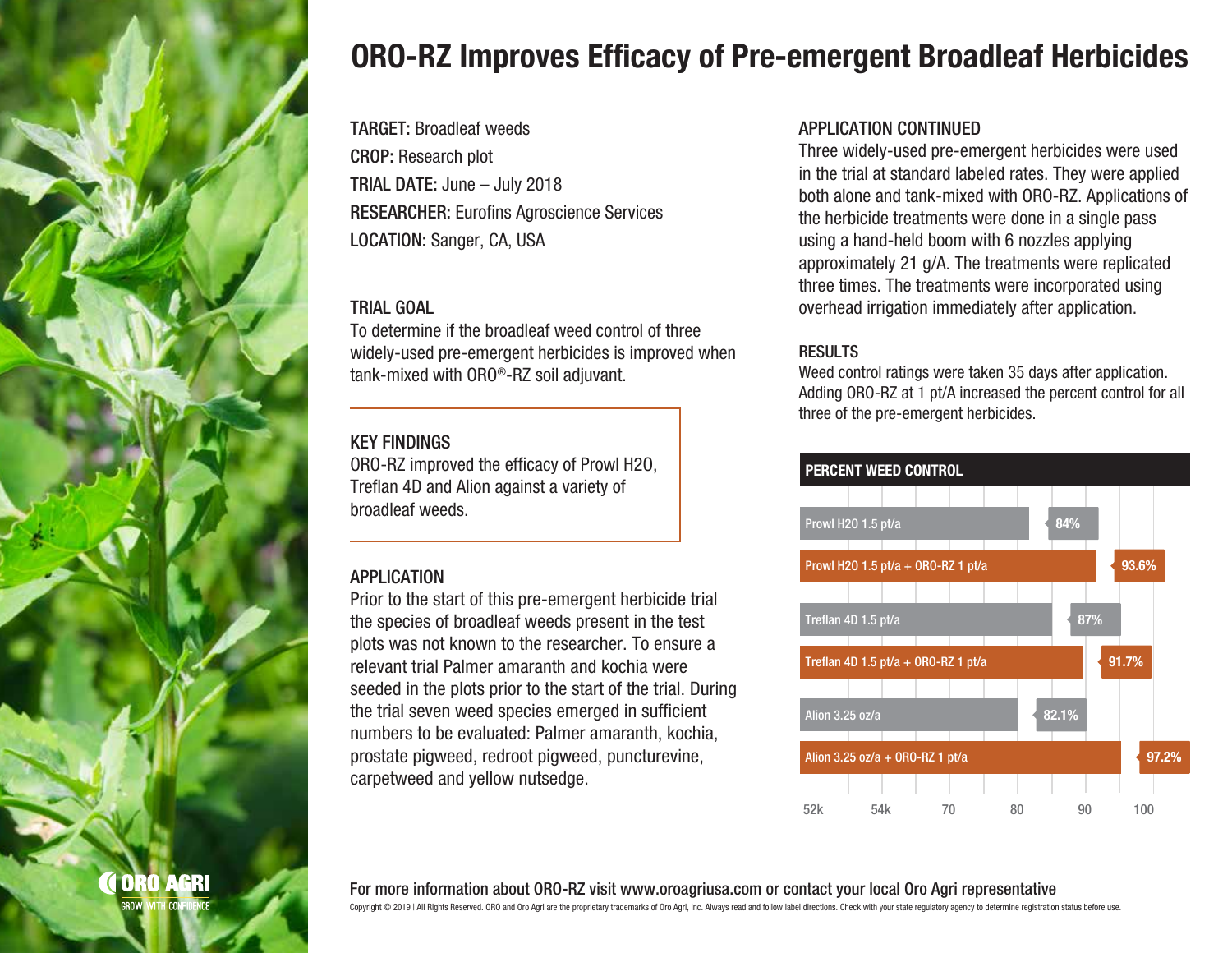# ORO-RZ Improves Efficacy of Pre-emergent Broadleaf Herbicides

**TARGET:** Broadleaf weeds
**CROP:** Research plot
**TRIAL DATE:** June – July 2018
**RESEARCHER:** Eurofins Agroscience Services
**LOCATION:** Sanger, CA, USA

## TRIAL GOAL

To determine if the broadleaf weed control of three widely-used pre-emergent herbicides is improved when tank-mixed with ORO®-RZ soil adjuvant.

## KEY FINDINGS

ORO-RZ improved the efficacy of Prowl H2O, Treflan 4D and Alion against a variety of broadleaf weeds.

## APPLICATION

Prior to the start of this pre-emergent herbicide trial the species of broadleaf weeds present in the test plots was not known to the researcher. To ensure a relevant trial Palmer amaranth and kochia were seeded in the plots prior to the start of the trial. During the trial seven weed species emerged in sufficient numbers to be evaluated: Palmer amaranth, kochia, prostate pigweed, redroot pigweed, puncturevine, carpetweed and yellow nutsedge.

## APPLICATION CONTINUED

Three widely-used pre-emergent herbicides were used in the trial at standard labeled rates. They were applied both alone and tank-mixed with ORO-RZ. Applications of the herbicide treatments were done in a single pass using a hand-held boom with 6 nozzles applying approximately 21 g/A. The treatments were replicated three times. The treatments were incorporated using overhead irrigation immediately after application.

## RESULTS

Weed control ratings were taken 35 days after application. Adding ORO-RZ at 1 pt/A increased the percent control for all three of the pre-emergent herbicides.

**PERCENT WEED CONTROL**

| Treatment | Percent Weed Control |
|---|---|
| Prowl H2O 1.5 pt/a | 84% |
| Prowl H2O 1.5 pt/a + ORO-RZ 1 pt/a | 93.6% |
| Treflan 4D 1.5 pt/a | 87% |
| Treflan 4D 1.5 pt/a + ORO-RZ 1 pt/a | 91.7% |
| Alion 3.25 oz/a | 82.1% |
| Alion 3.25 oz/a + ORO-RZ 1 pt/a | 97.2% |

For more information about ORO-RZ visit www.oroagriusa.com or contact your local Oro Agri representative

Copyright © 2019 | All Rights Reserved. ORO and Oro Agri are the proprietary trademarks of Oro Agri, Inc. Always read and follow label directions. Check with your state regulatory agency to determine registration status before use.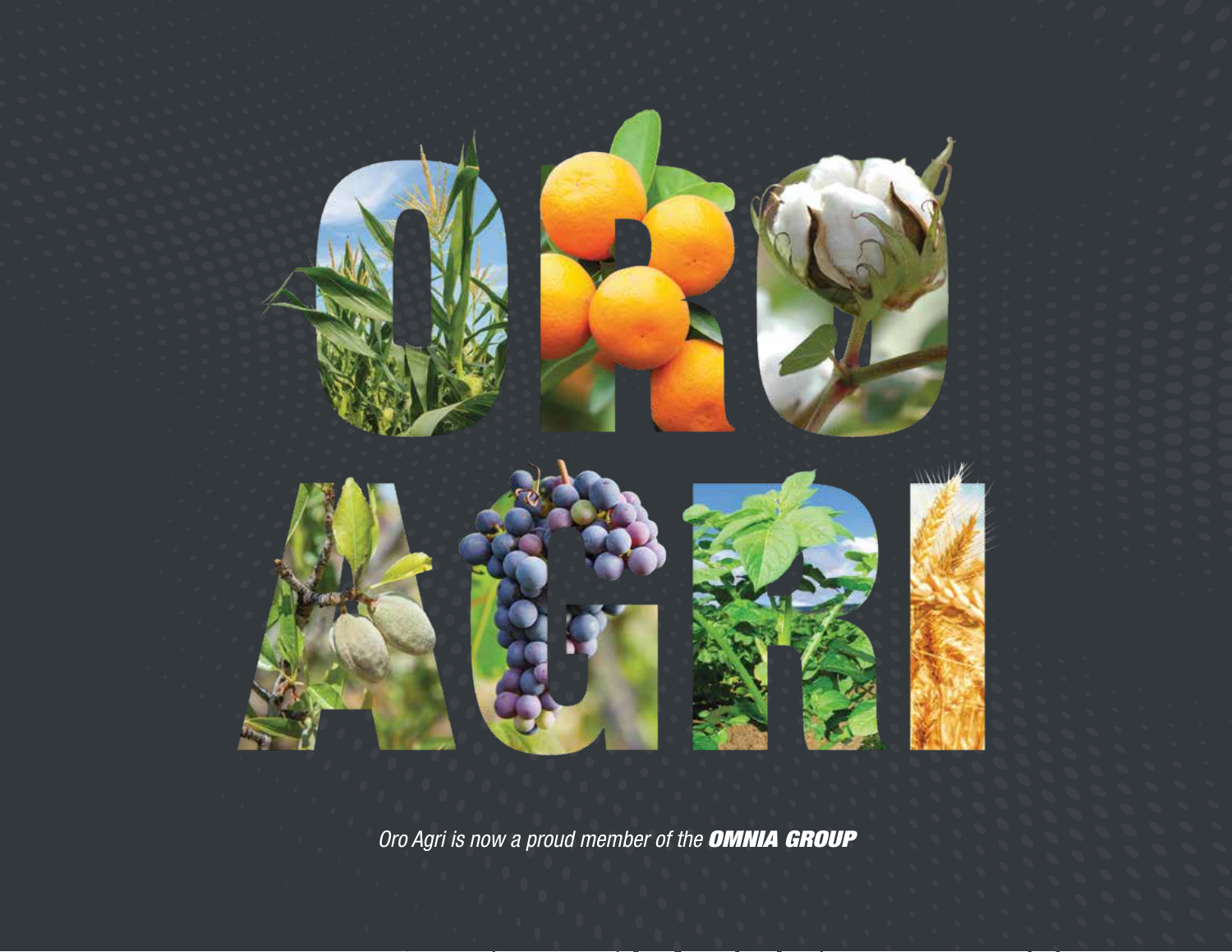# ORO AGRI

*Oro Agri is now a proud member of the* ***OMNIA GROUP***